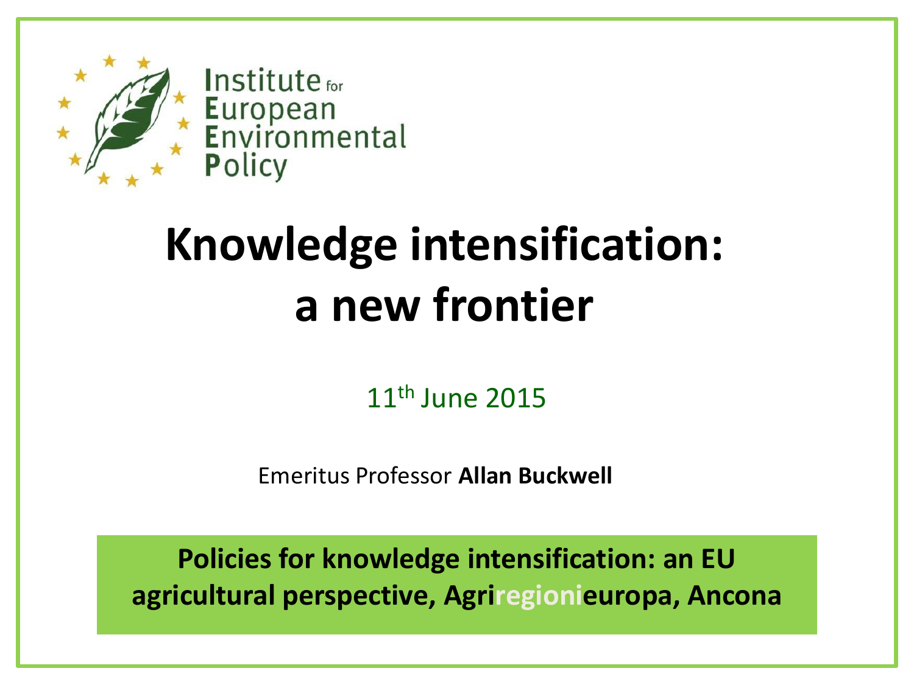Institute for
European
Environmental
Policy

# Knowledge intensification: a new frontier

11th June 2015

Emeritus Professor **Allan Buckwell**

**Policies for knowledge intensification: an EU agricultural perspective, Agriregionieuropa, Ancona**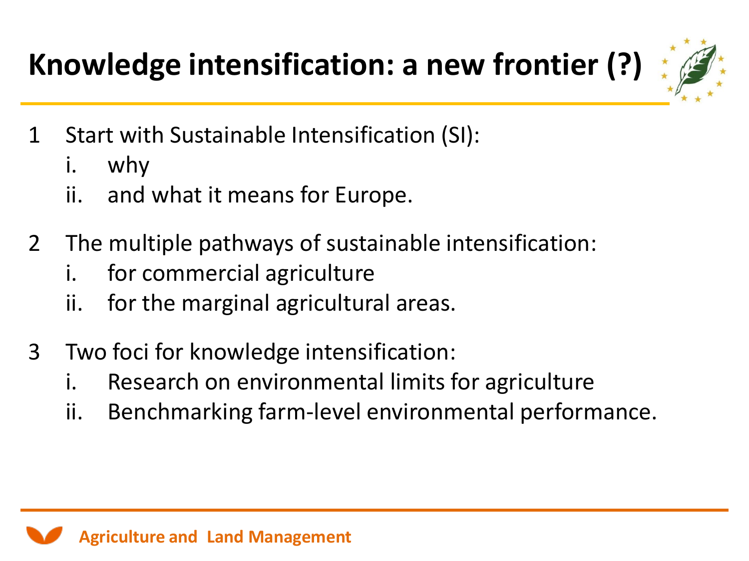# Knowledge intensification: a new frontier (?)

1 Start with Sustainable Intensification (SI):
   i. why
   ii. and what it means for Europe.

2 The multiple pathways of sustainable intensification:
   i. for commercial agriculture
   ii. for the marginal agricultural areas.

3 Two foci for knowledge intensification:
   i. Research on environmental limits for agriculture
   ii. Benchmarking farm-level environmental performance.

**Agriculture and Land Management**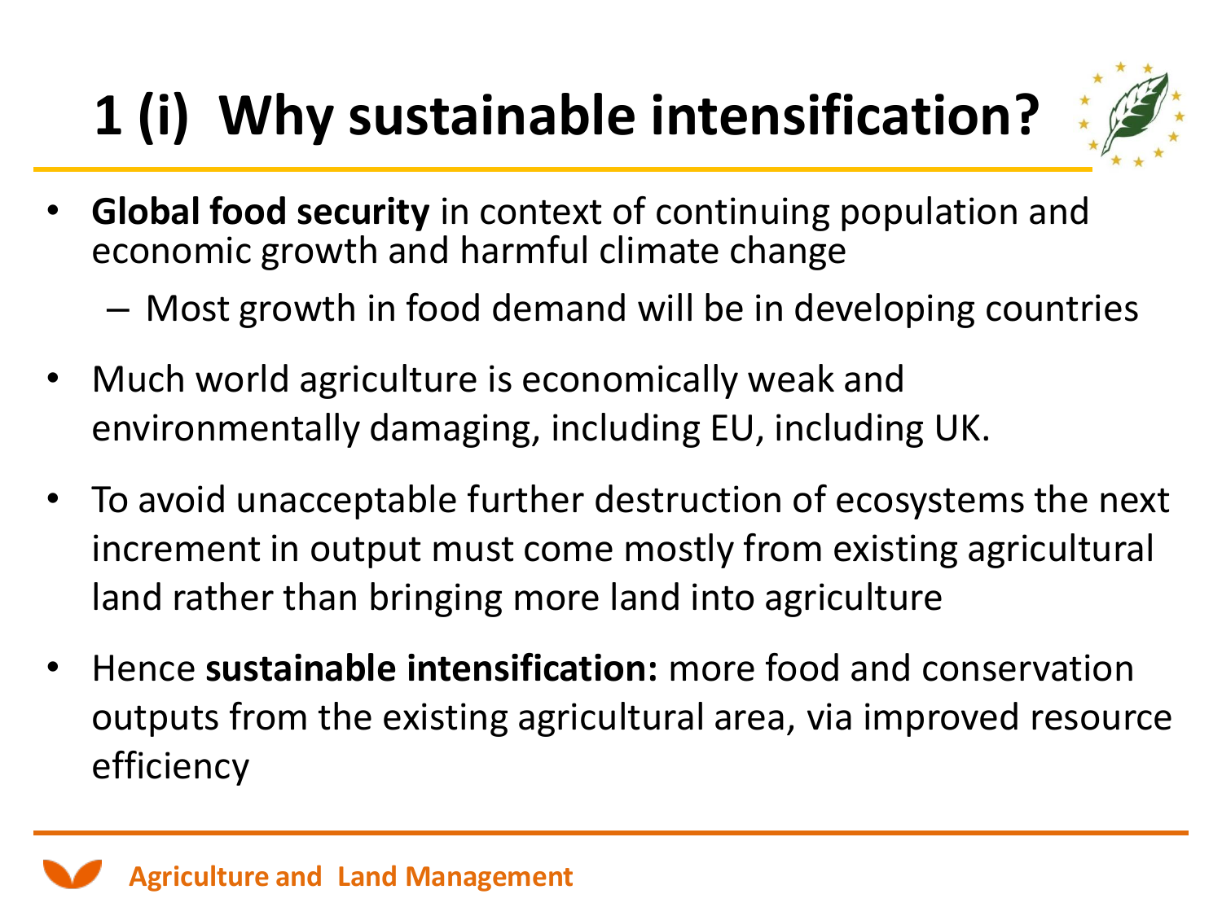# 1 (i) Why sustainable intensification?

- **Global food security** in context of continuing population and economic growth and harmful climate change
  - Most growth in food demand will be in developing countries
- Much world agriculture is economically weak and environmentally damaging, including EU, including UK.
- To avoid unacceptable further destruction of ecosystems the next increment in output must come mostly from existing agricultural land rather than bringing more land into agriculture
- Hence **sustainable intensification:** more food and conservation outputs from the existing agricultural area, via improved resource efficiency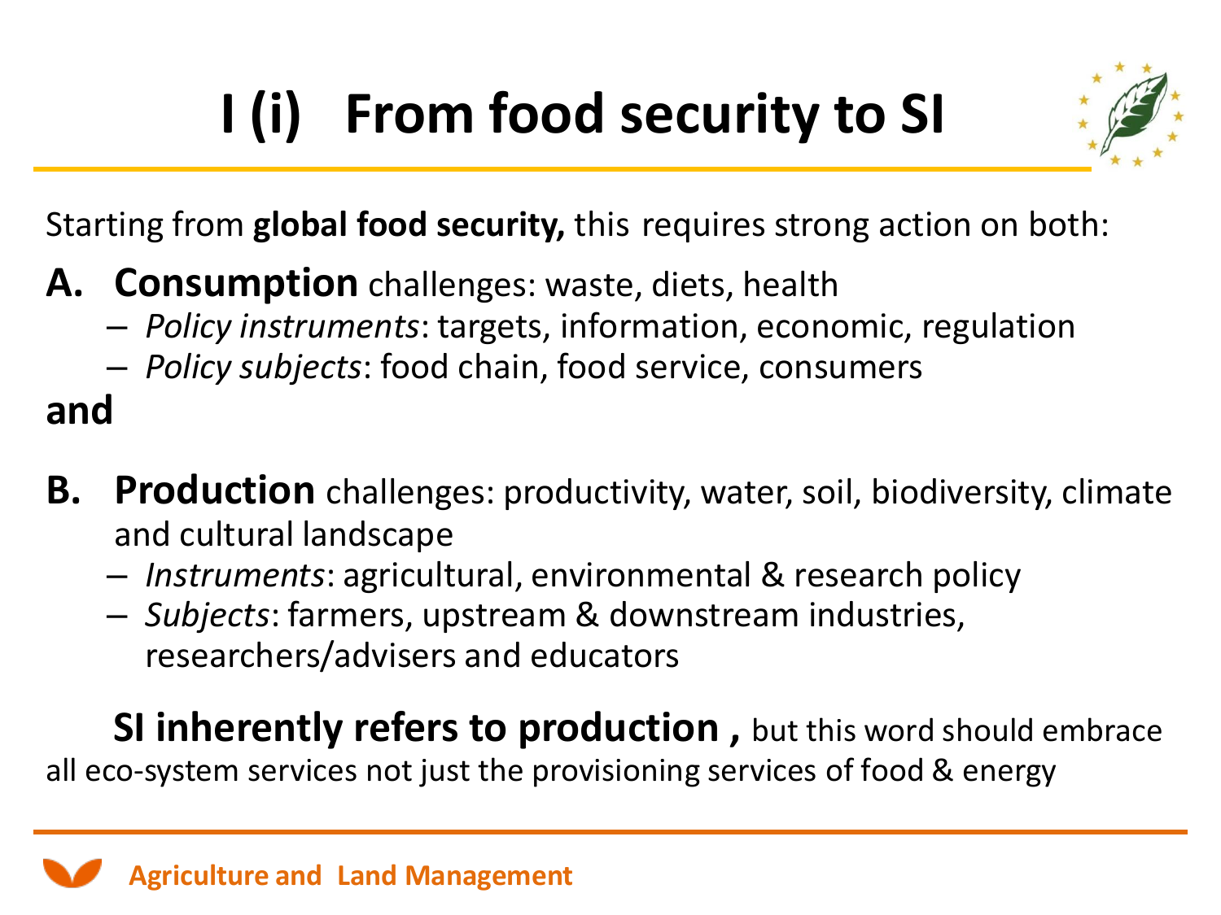# I (i) From food security to SI

Starting from **global food security,** this requires strong action on both:

**A. Consumption** challenges: waste, diets, health

- *Policy instruments*: targets, information, economic, regulation
- *Policy subjects*: food chain, food service, consumers

**and**

**B. Production** challenges: productivity, water, soil, biodiversity, climate and cultural landscape

- *Instruments*: agricultural, environmental & research policy
- *Subjects*: farmers, upstream & downstream industries, researchers/advisers and educators

**SI inherently refers to production ,** but this word should embrace all eco-system services not just the provisioning services of food & energy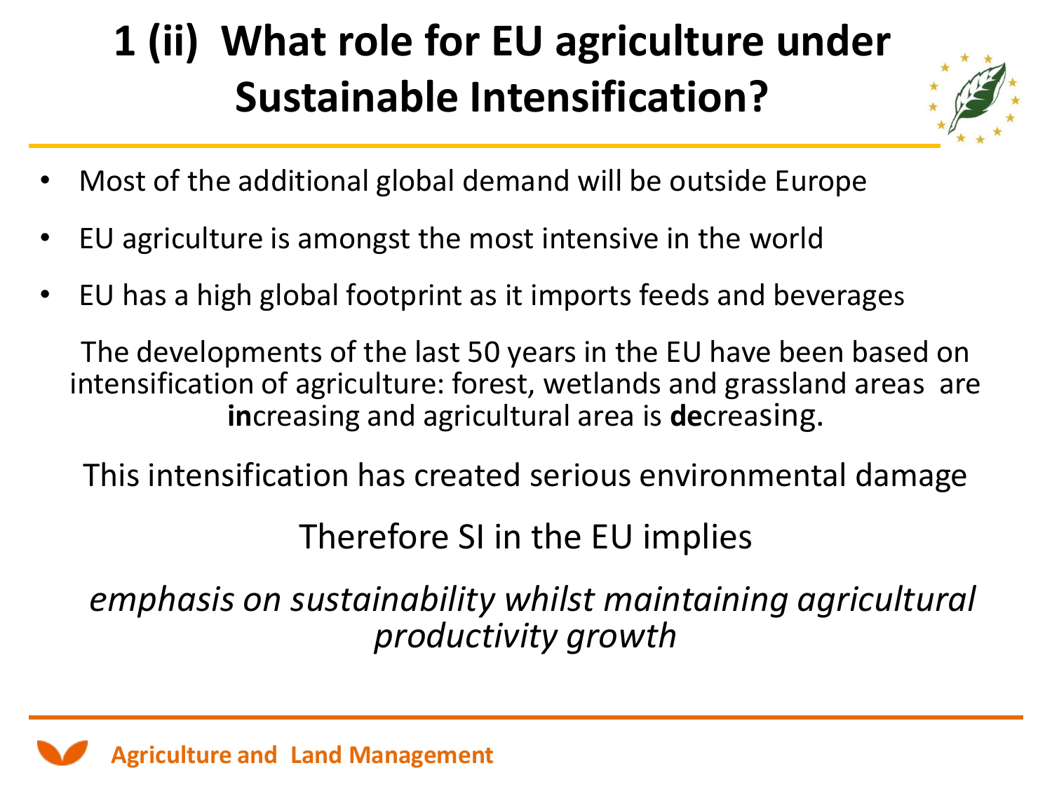# 1 (ii) What role for EU agriculture under Sustainable Intensification?

- Most of the additional global demand will be outside Europe
- EU agriculture is amongst the most intensive in the world
- EU has a high global footprint as it imports feeds and beverages

The developments of the last 50 years in the EU have been based on intensification of agriculture: forest, wetlands and grassland areas are **in**creasing and agricultural area is **de**creasing.

This intensification has created serious environmental damage

Therefore SI in the EU implies

*emphasis on sustainability whilst maintaining agricultural productivity growth*

Agriculture and Land Management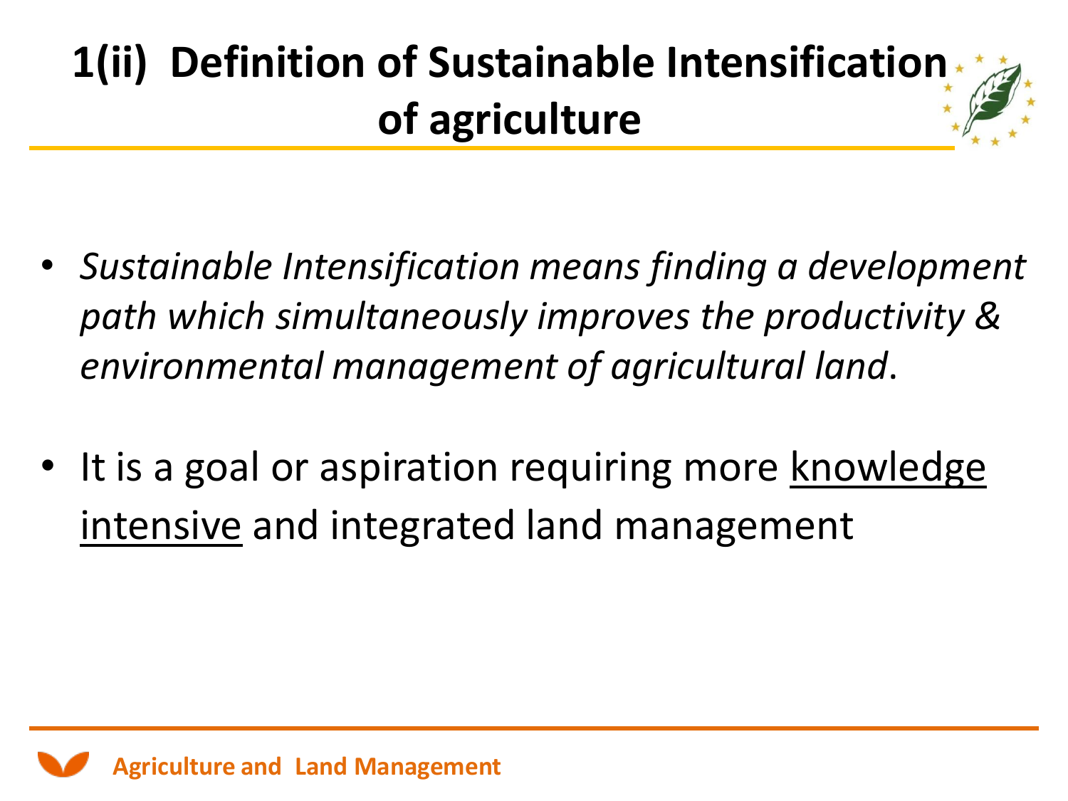# 1(ii) Definition of Sustainable Intensification of agriculture

- *Sustainable Intensification means finding a development path which simultaneously improves the productivity & environmental management of agricultural land*.
- It is a goal or aspiration requiring more <u>knowledge intensive</u> and integrated land management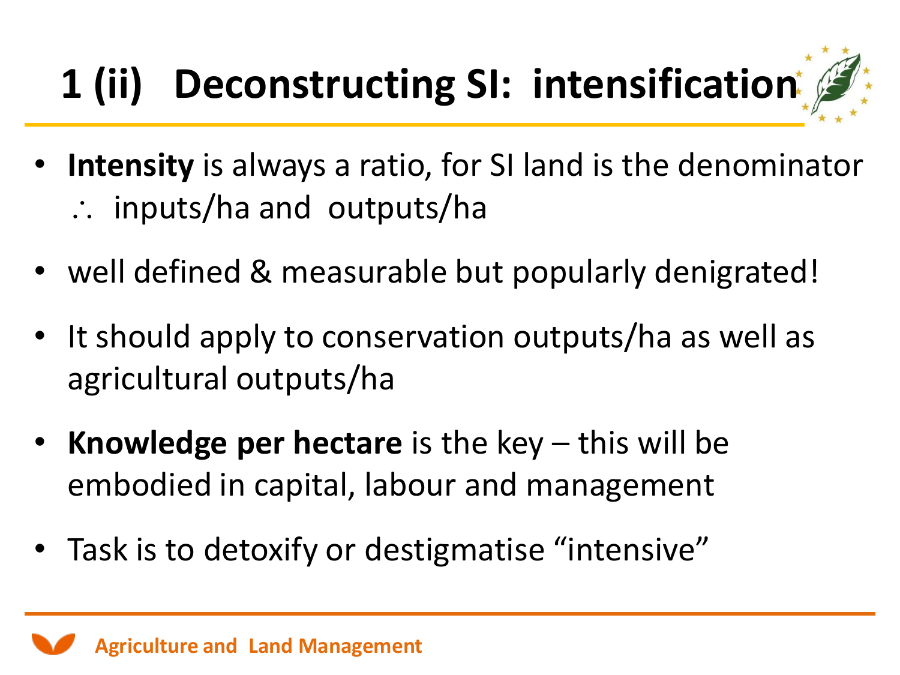# 1 (ii) Deconstructing SI: intensification

- **Intensity** is always a ratio, for SI land is the denominator
  ∴ inputs/ha and outputs/ha
- well defined & measurable but popularly denigrated!
- It should apply to conservation outputs/ha as well as agricultural outputs/ha
- **Knowledge per hectare** is the key – this will be embodied in capital, labour and management
- Task is to detoxify or destigmatise "intensive"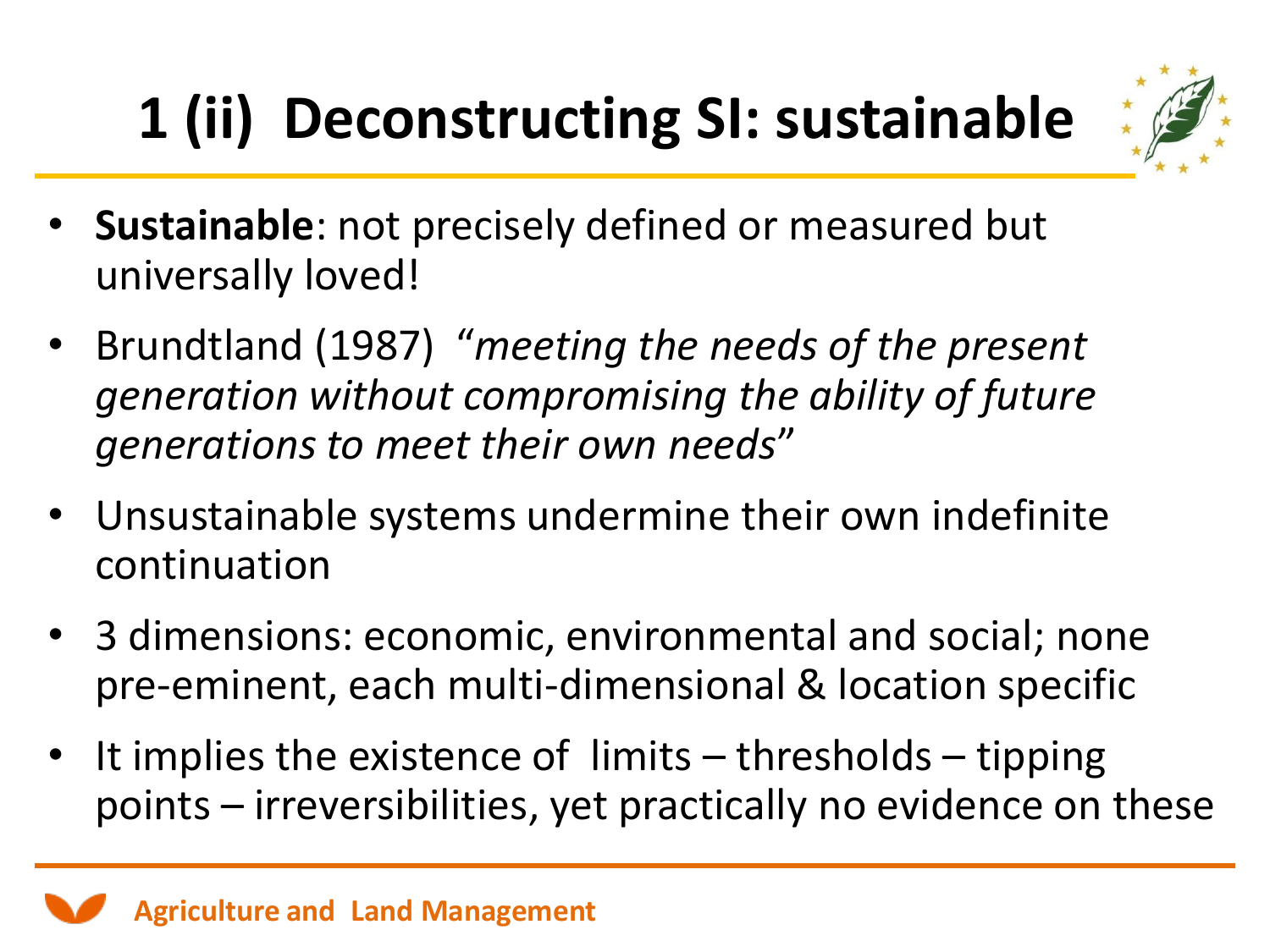# 1 (ii) Deconstructing SI: sustainable

- **Sustainable**: not precisely defined or measured but universally loved!
- Brundtland (1987) "*meeting the needs of the present generation without compromising the ability of future generations to meet their own needs*"
- Unsustainable systems undermine their own indefinite continuation
- 3 dimensions: economic, environmental and social; none pre-eminent, each multi-dimensional & location specific
- It implies the existence of limits – thresholds – tipping points – irreversibilities, yet practically no evidence on these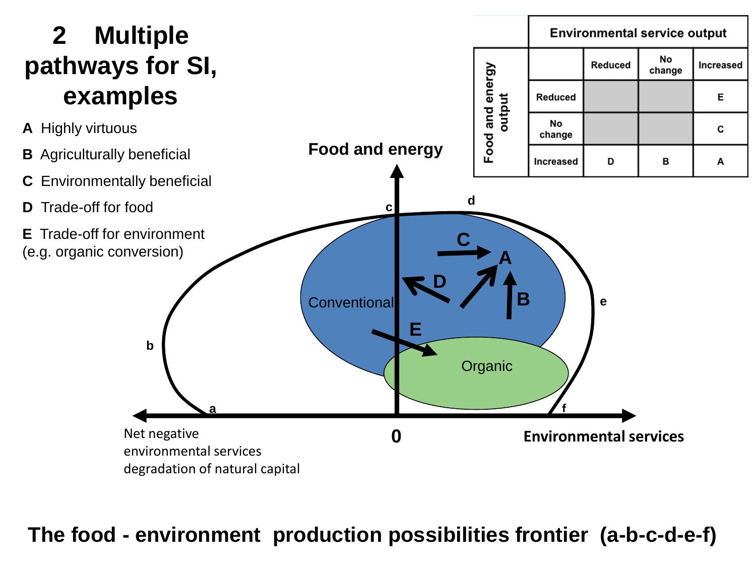# 2 Multiple pathways for SI, examples

**A** Highly virtuous

**B** Agriculturally beneficial

**C** Environmentally beneficial

**D** Trade-off for food

**E** Trade-off for environment (e.g. organic conversion)

| | | Environmental service output | | |
|---|---|---|---|---|
| **Food and energy output** | | Reduced | No change | Increased |
| | Reduced | | | E |
| | No change | | | C |
| | Increased | D | B | A |

Food and energy

Conventional

Organic

Net negative environmental services degradation of natural capital

0

Environmental services

**The food - environment production possibilities frontier (a-b-c-d-e-f)**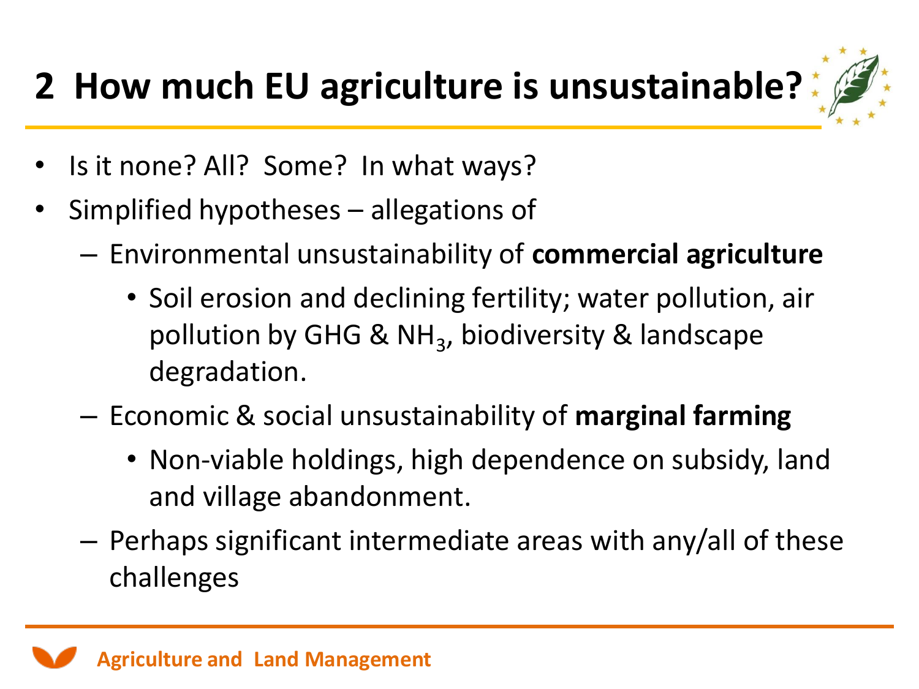## 2 How much EU agriculture is unsustainable?

- Is it none? All? Some? In what ways?
- Simplified hypotheses – allegations of
  - Environmental unsustainability of **commercial agriculture**
    - Soil erosion and declining fertility; water pollution, air pollution by GHG & $NH_3$, biodiversity & landscape degradation.
  - Economic & social unsustainability of **marginal farming**
    - Non-viable holdings, high dependence on subsidy, land and village abandonment.
  - Perhaps significant intermediate areas with any/all of these challenges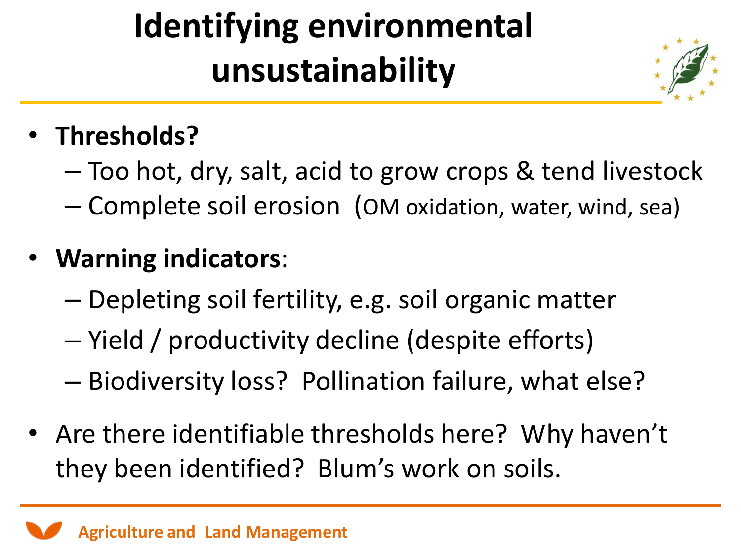# Identifying environmental unsustainability

- **Thresholds?**
  - Too hot, dry, salt, acid to grow crops & tend livestock
  - Complete soil erosion (OM oxidation, water, wind, sea)
- **Warning indicators**:
  - Depleting soil fertility, e.g. soil organic matter
  - Yield / productivity decline (despite efforts)
  - Biodiversity loss? Pollination failure, what else?
- Are there identifiable thresholds here? Why haven't they been identified? Blum's work on soils.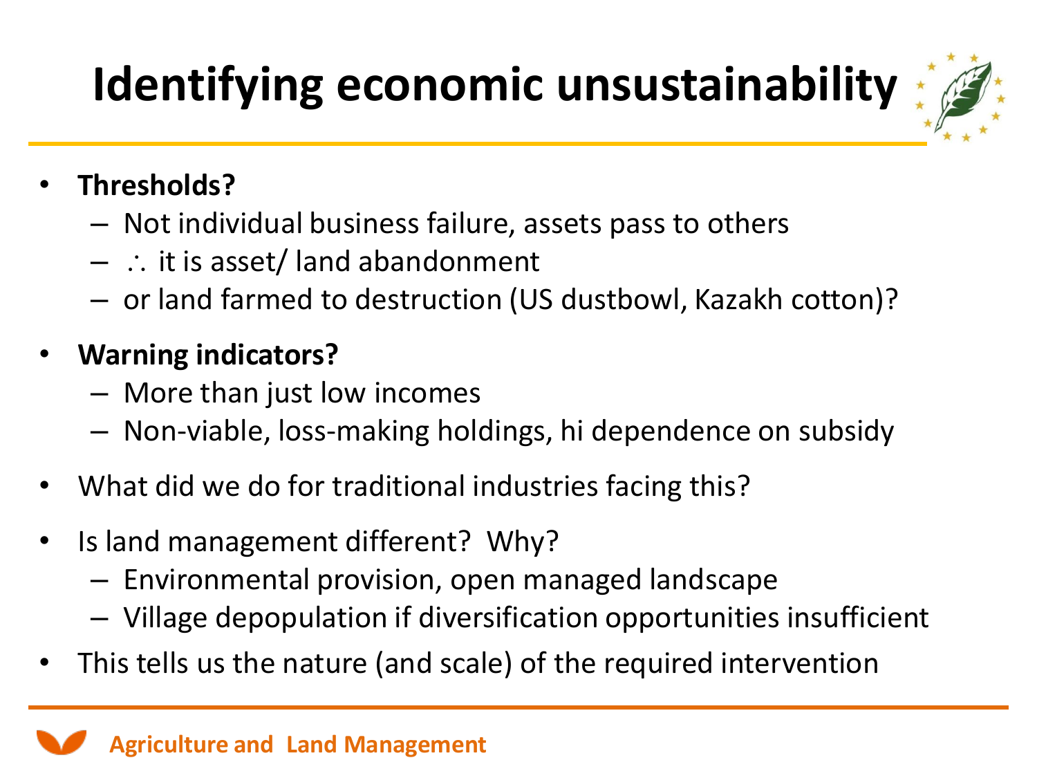# Identifying economic unsustainability

- **Thresholds?**
  - Not individual business failure, assets pass to others
  - ∴ it is asset/ land abandonment
  - or land farmed to destruction (US dustbowl, Kazakh cotton)?
- **Warning indicators?**
  - More than just low incomes
  - Non-viable, loss-making holdings, hi dependence on subsidy
- What did we do for traditional industries facing this?
- Is land management different? Why?
  - Environmental provision, open managed landscape
  - Village depopulation if diversification opportunities insufficient
- This tells us the nature (and scale) of the required intervention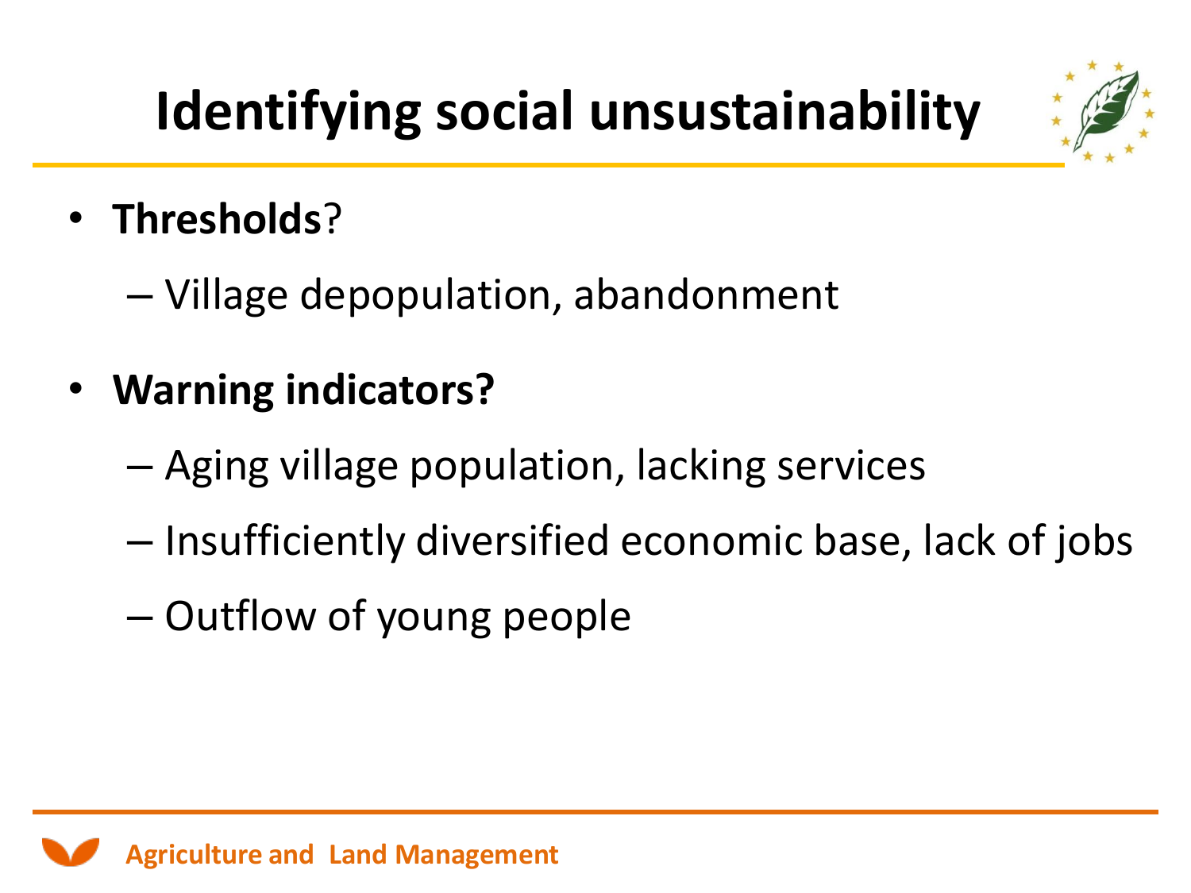# Identifying social unsustainability

- **Thresholds**?
  - Village depopulation, abandonment
- **Warning indicators?**
  - Aging village population, lacking services
  - Insufficiently diversified economic base, lack of jobs
  - Outflow of young people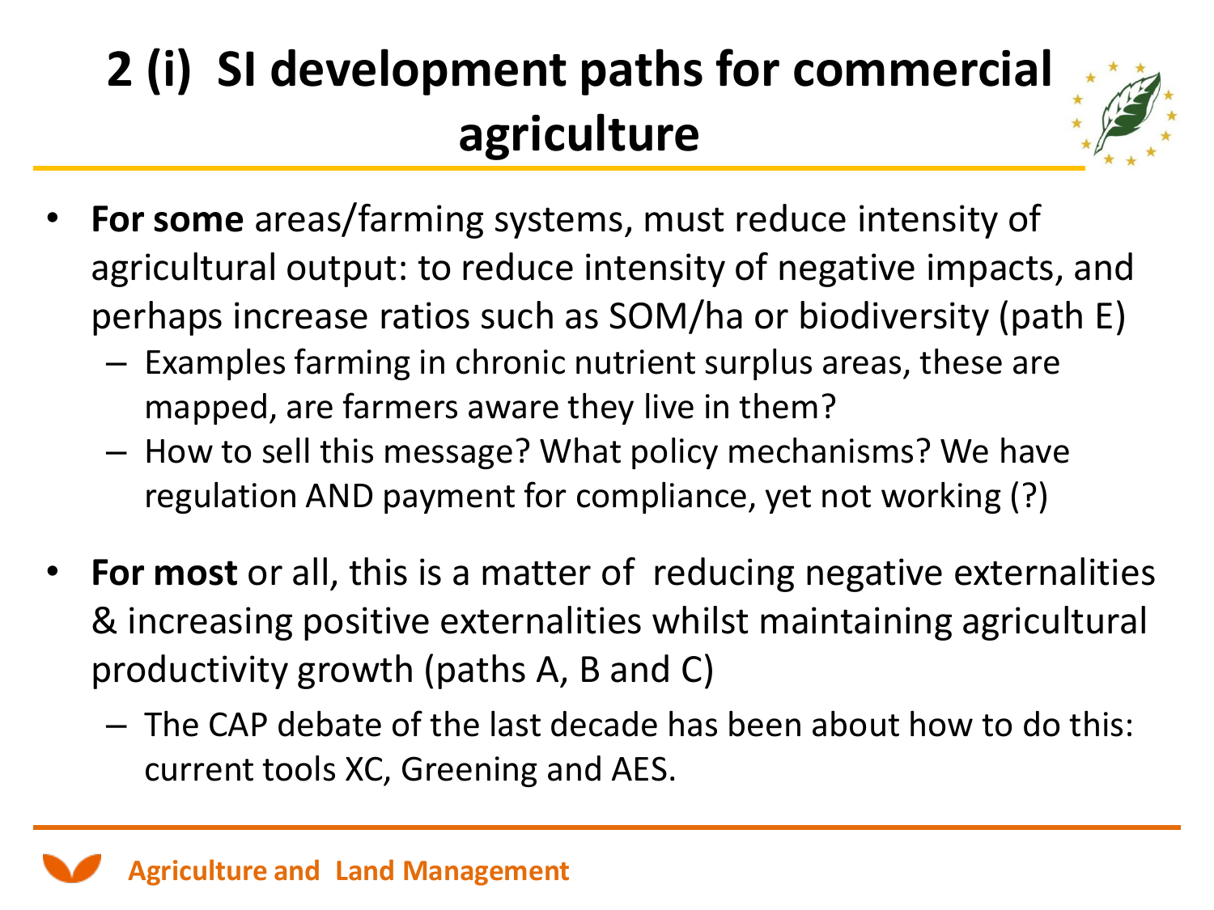# 2 (i) SI development paths for commercial agriculture

- **For some** areas/farming systems, must reduce intensity of agricultural output: to reduce intensity of negative impacts, and perhaps increase ratios such as SOM/ha or biodiversity (path E)
  - Examples farming in chronic nutrient surplus areas, these are mapped, are farmers aware they live in them?
  - How to sell this message? What policy mechanisms? We have regulation AND payment for compliance, yet not working (?)

- **For most** or all, this is a matter of reducing negative externalities & increasing positive externalities whilst maintaining agricultural productivity growth (paths A, B and C)
  - The CAP debate of the last decade has been about how to do this: current tools XC, Greening and AES.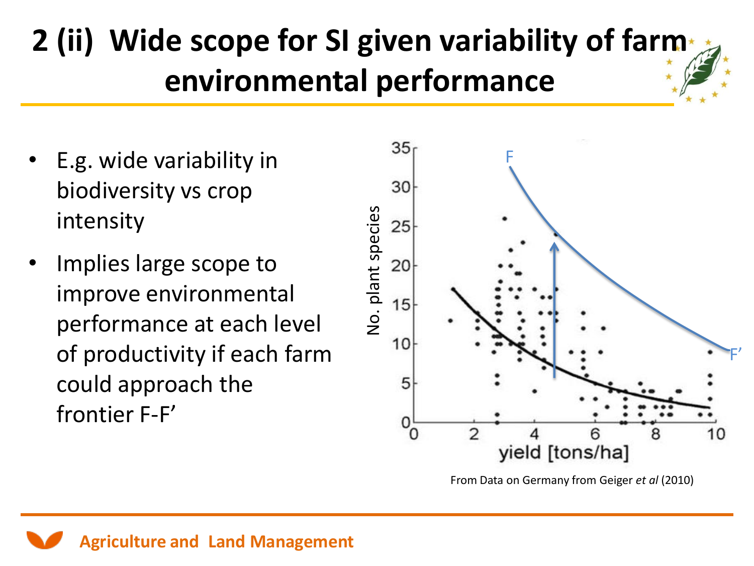# 2 (ii) Wide scope for SI given variability of farm environmental performance

- E.g. wide variability in biodiversity vs crop intensity
- Implies large scope to improve environmental performance at each level of productivity if each farm could approach the frontier F-F’

From Data on Germany from Geiger *et al* (2010)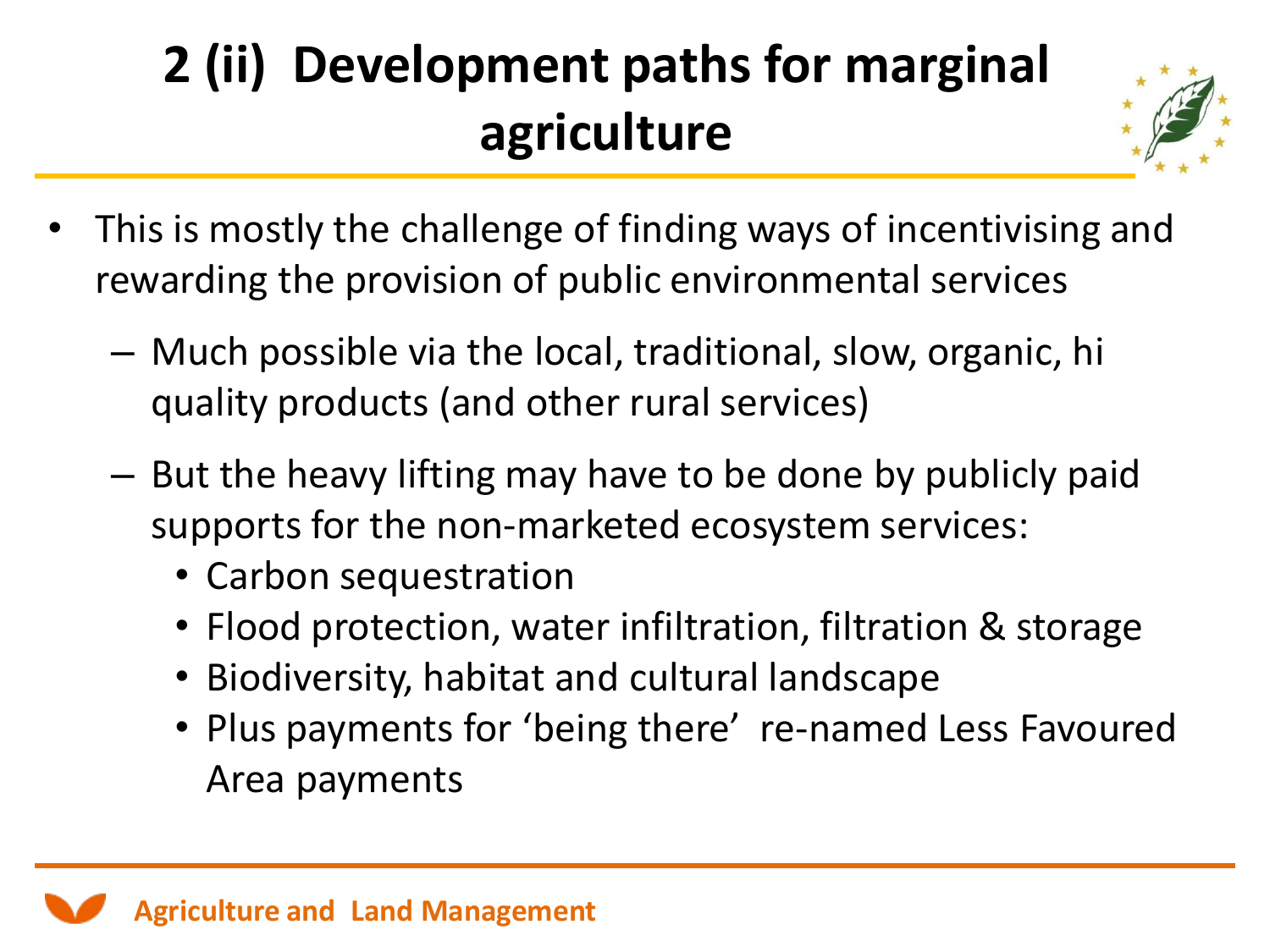# 2 (ii) Development paths for marginal agriculture

- This is mostly the challenge of finding ways of incentivising and rewarding the provision of public environmental services
  - Much possible via the local, traditional, slow, organic, hi quality products (and other rural services)
  - But the heavy lifting may have to be done by publicly paid supports for the non-marketed ecosystem services:
    - Carbon sequestration
    - Flood protection, water infiltration, filtration & storage
    - Biodiversity, habitat and cultural landscape
    - Plus payments for 'being there' re-named Less Favoured Area payments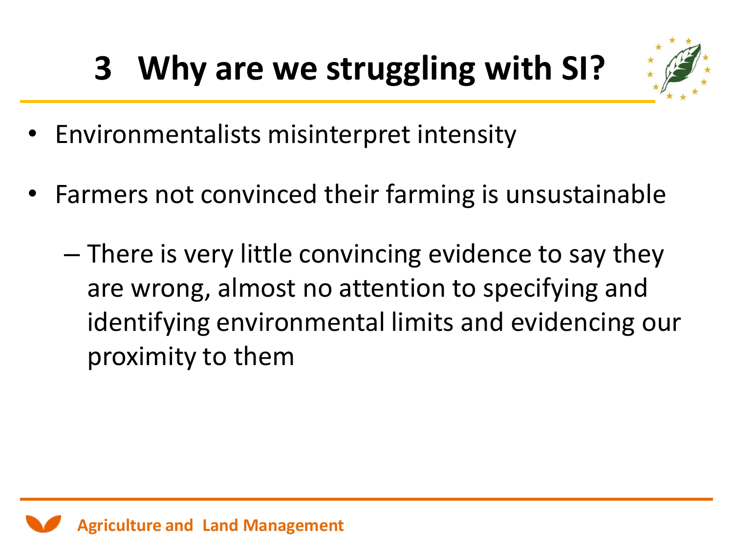# 3 Why are we struggling with SI?

- Environmentalists misinterpret intensity
- Farmers not convinced their farming is unsustainable
  - There is very little convincing evidence to say they are wrong, almost no attention to specifying and identifying environmental limits and evidencing our proximity to them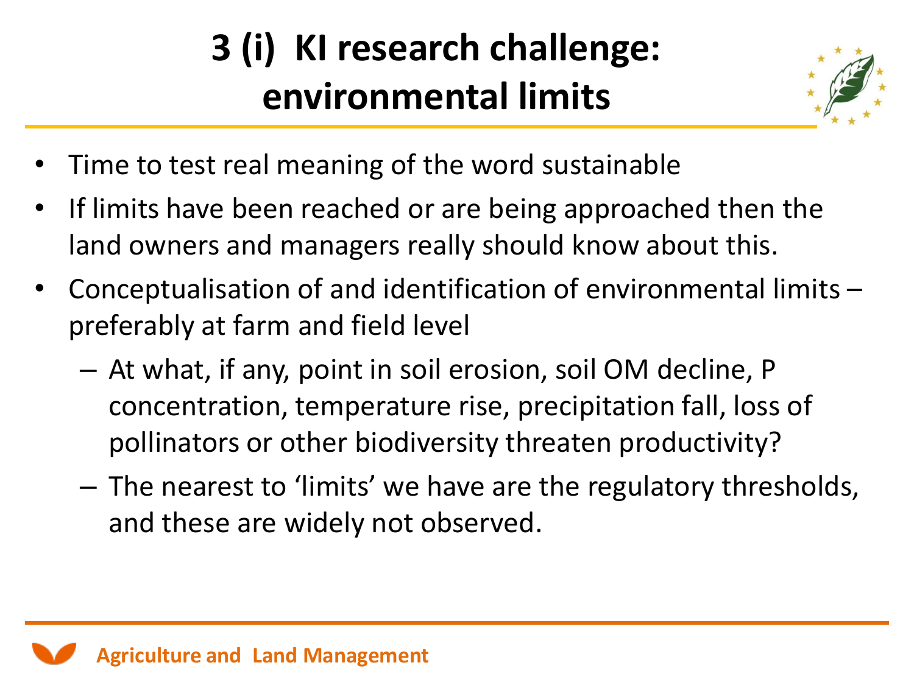# 3 (i) KI research challenge: environmental limits

- Time to test real meaning of the word sustainable
- If limits have been reached or are being approached then the land owners and managers really should know about this.
- Conceptualisation of and identification of environmental limits – preferably at farm and field level
  - At what, if any, point in soil erosion, soil OM decline, P concentration, temperature rise, precipitation fall, loss of pollinators or other biodiversity threaten productivity?
  - The nearest to 'limits' we have are the regulatory thresholds, and these are widely not observed.

Agriculture and Land Management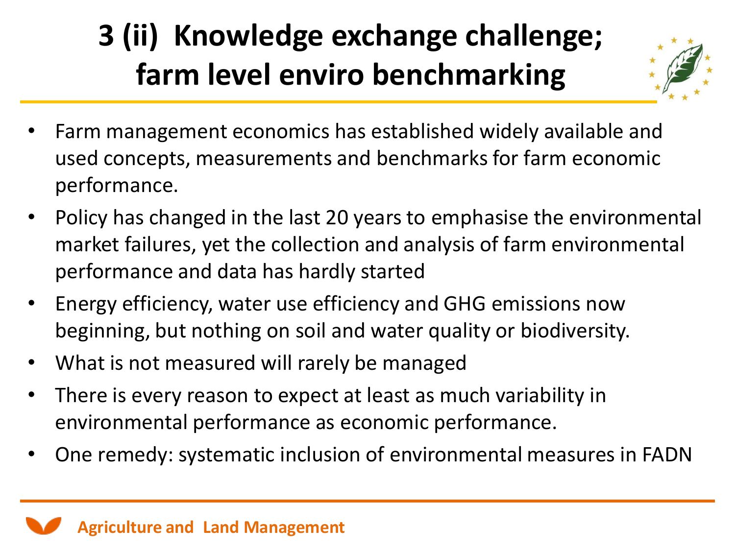# 3 (ii) Knowledge exchange challenge; farm level enviro benchmarking

- Farm management economics has established widely available and used concepts, measurements and benchmarks for farm economic performance.
- Policy has changed in the last 20 years to emphasise the environmental market failures, yet the collection and analysis of farm environmental performance and data has hardly started
- Energy efficiency, water use efficiency and GHG emissions now beginning, but nothing on soil and water quality or biodiversity.
- What is not measured will rarely be managed
- There is every reason to expect at least as much variability in environmental performance as economic performance.
- One remedy: systematic inclusion of environmental measures in FADN

Agriculture and Land Management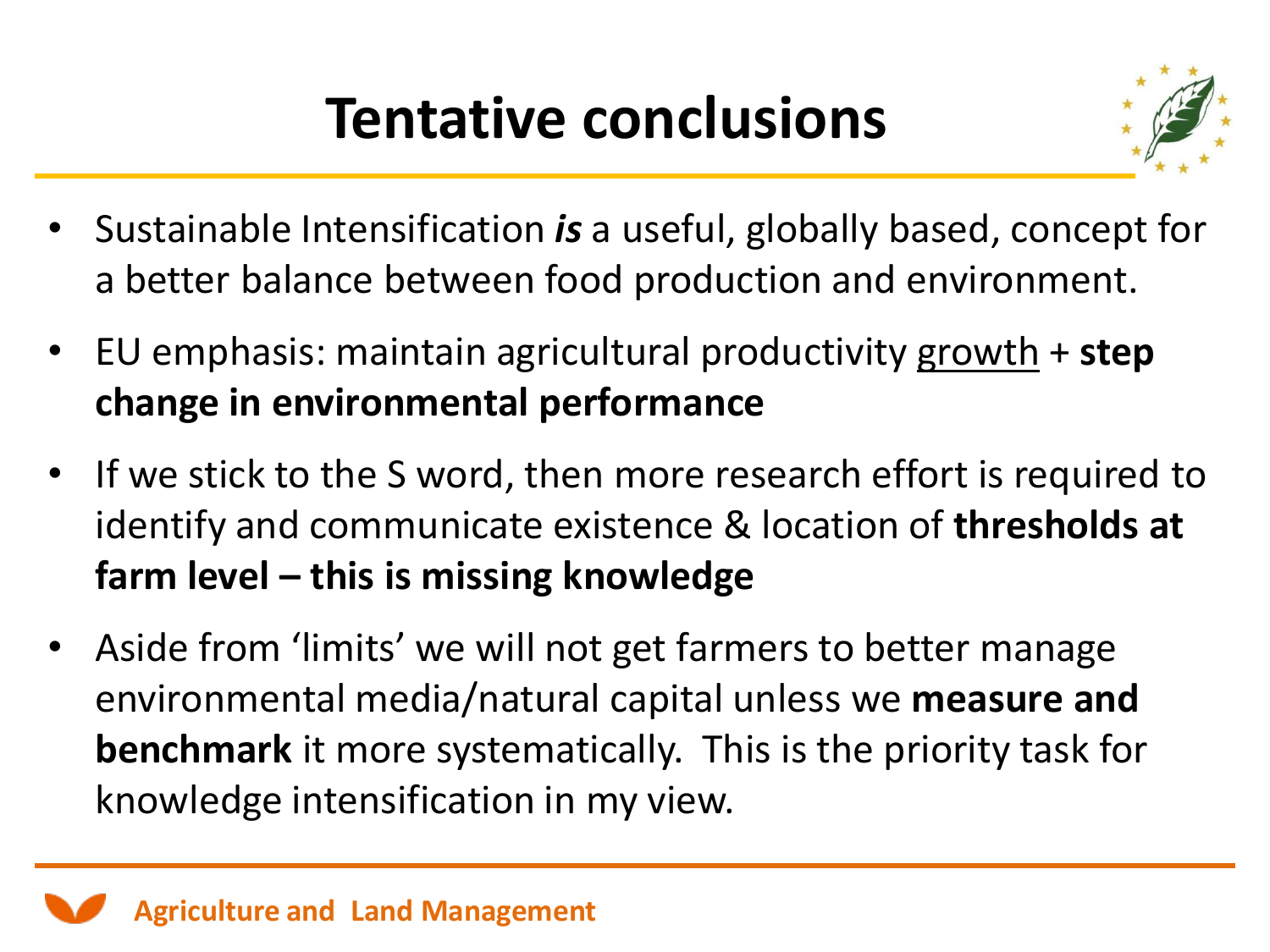# Tentative conclusions

- Sustainable Intensification ***is*** a useful, globally based, concept for a better balance between food production and environment.
- EU emphasis: maintain agricultural productivity <u>growth</u> + **step change in environmental performance**
- If we stick to the S word, then more research effort is required to identify and communicate existence & location of **thresholds at farm level – this is missing knowledge**
- Aside from 'limits' we will not get farmers to better manage environmental media/natural capital unless we **measure and benchmark** it more systematically. This is the priority task for knowledge intensification in my view.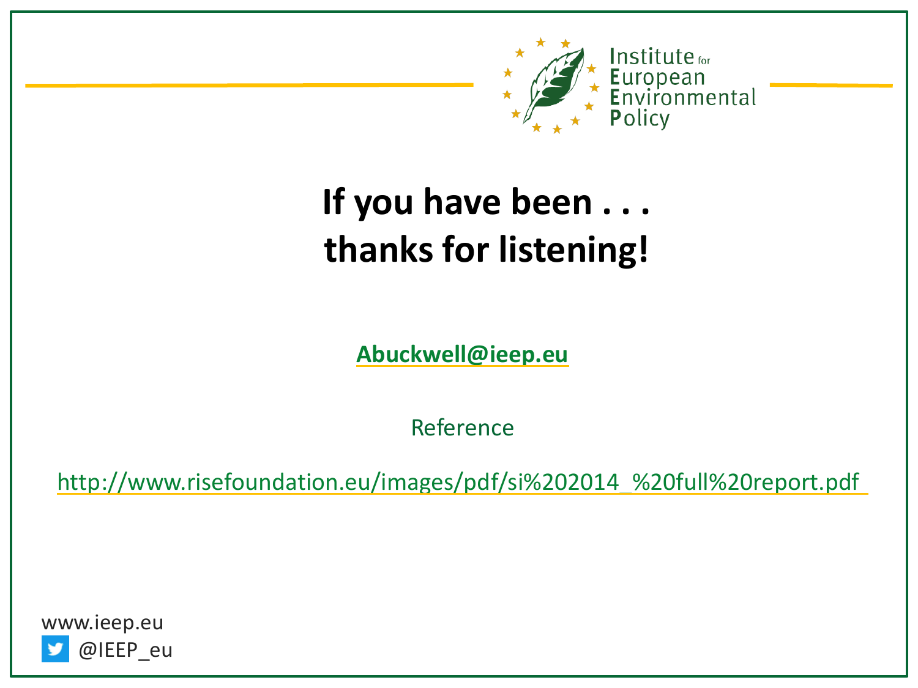Institute for European Environmental Policy

# If you have been . . .
# thanks for listening!

**Abuckwell@ieep.eu**

Reference

http://www.risefoundation.eu/images/pdf/si%202014_%20full%20report.pdf

www.ieep.eu

@IEEP_eu